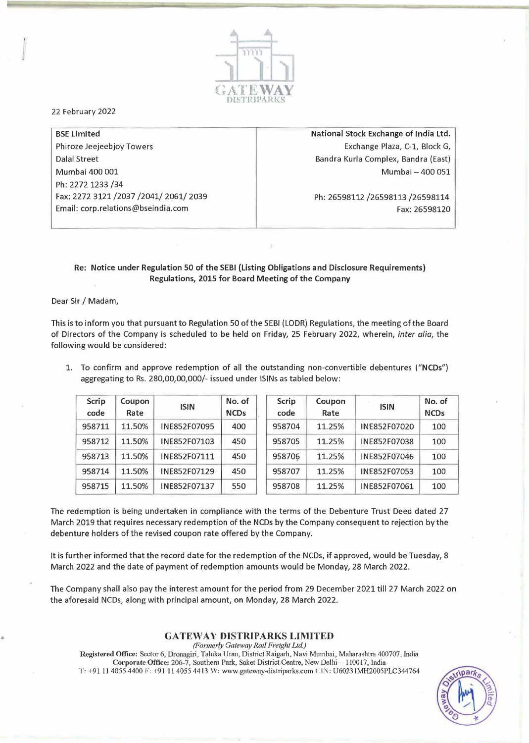GATEWAY DISTRIPARKS

22 February 2022

| BSE Limited | National Stock Exchange of India Ltd. |
|---|---|
| Phiroze Jeejeebjoy Towers | Exchange Plaza, C-1, Block G, |
| Dalal Street | Bandra Kurla Complex, Bandra (East) |
| Mumbai 400 001 | Mumbai – 400 051 |
| Ph: 2272 1233 /34 | |
| Fax: 2272 3121 /2037 /2041/ 2061/ 2039 | Ph: 26598112 /26598113 /26598114 |
| Email: corp.relations@bseindia.com | Fax: 26598120 |

**Re: Notice under Regulation 50 of the SEBI (Listing Obligations and Disclosure Requirements) Regulations, 2015 for Board Meeting of the Company**

Dear Sir / Madam,

This is to inform you that pursuant to Regulation 50 of the SEBI (LODR) Regulations, the meeting of the Board of Directors of the Company is scheduled to be held on Friday, 25 February 2022, wherein, *inter alia*, the following would be considered:

1. To confirm and approve redemption of all the outstanding non-convertible debentures ("**NCDs**") aggregating to Rs. 280,00,00,000/- issued under ISINs as tabled below:

| Scrip code | Coupon Rate | ISIN | No. of NCDs |
|---|---|---|---|
| 958711 | 11.50% | INE852F07095 | 400 |
| 958712 | 11.50% | INE852F07103 | 450 |
| 958713 | 11.50% | INE852F07111 | 450 |
| 958714 | 11.50% | INE852F07129 | 450 |
| 958715 | 11.50% | INE852F07137 | 550 |

| Scrip code | Coupon Rate | ISIN | No. of NCDs |
|---|---|---|---|
| 958704 | 11.25% | INE852F07020 | 100 |
| 958705 | 11.25% | INE852F07038 | 100 |
| 958706 | 11.25% | INE852F07046 | 100 |
| 958707 | 11.25% | INE852F07053 | 100 |
| 958708 | 11.25% | INE852F07061 | 100 |

The redemption is being undertaken in compliance with the terms of the Debenture Trust Deed dated 27 March 2019 that requires necessary redemption of the NCDs by the Company consequent to rejection by the debenture holders of the revised coupon rate offered by the Company.

It is further informed that the record date for the redemption of the NCDs, if approved, would be Tuesday, 8 March 2022 and the date of payment of redemption amounts would be Monday, 28 March 2022.

The Company shall also pay the interest amount for the period from 29 December 2021 till 27 March 2022 on the aforesaid NCDs, along with principal amount, on Monday, 28 March 2022.

**GATEWAY DISTRIPARKS LIMITED**
*(Formerly Gateway Rail Freight Ltd.)*
**Registered Office:** Sector 6, Dronagiri, Taluka Uran, District Raigarh, Navi Mumbai, Maharashtra 400707, India
**Corporate Office:** 206-7, Southern Park, Saket District Centre, New Delhi – 110017, India
T: +91 11 4055 4400 F: +91 11 4055 4413 W: www.gateway-distriparks.com CIN: U60231MH2005PLC344764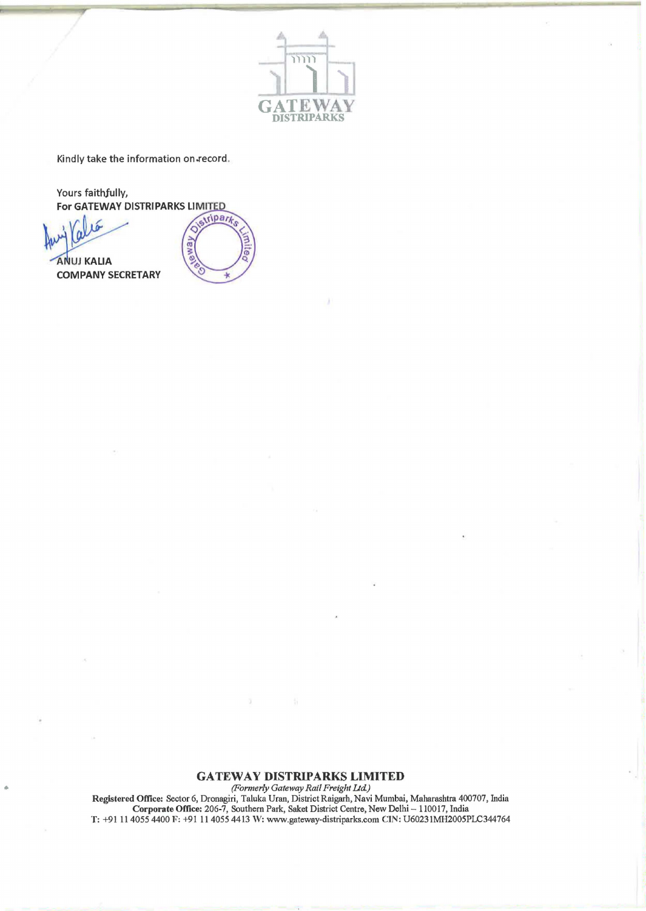Kindly take the information on record.

Yours faithfully,
**For GATEWAY DISTRIPARKS LIMITED**

**ANUJ KALIA**
**COMPANY SECRETARY**

**GATEWAY DISTRIPARKS LIMITED**
*(Formerly Gateway Rail Freight Ltd.)*
**Registered Office:** Sector 6, Dronagiri, Taluka Uran, District Raigarh, Navi Mumbai, Maharashtra 400707, India
**Corporate Office:** 206-7, Southern Park, Saket District Centre, New Delhi – 110017, India
T: +91 11 4055 4400 F: +91 11 4055 4413 W: www.gateway-distriparks.com CIN: U60231MH2005PLC344764